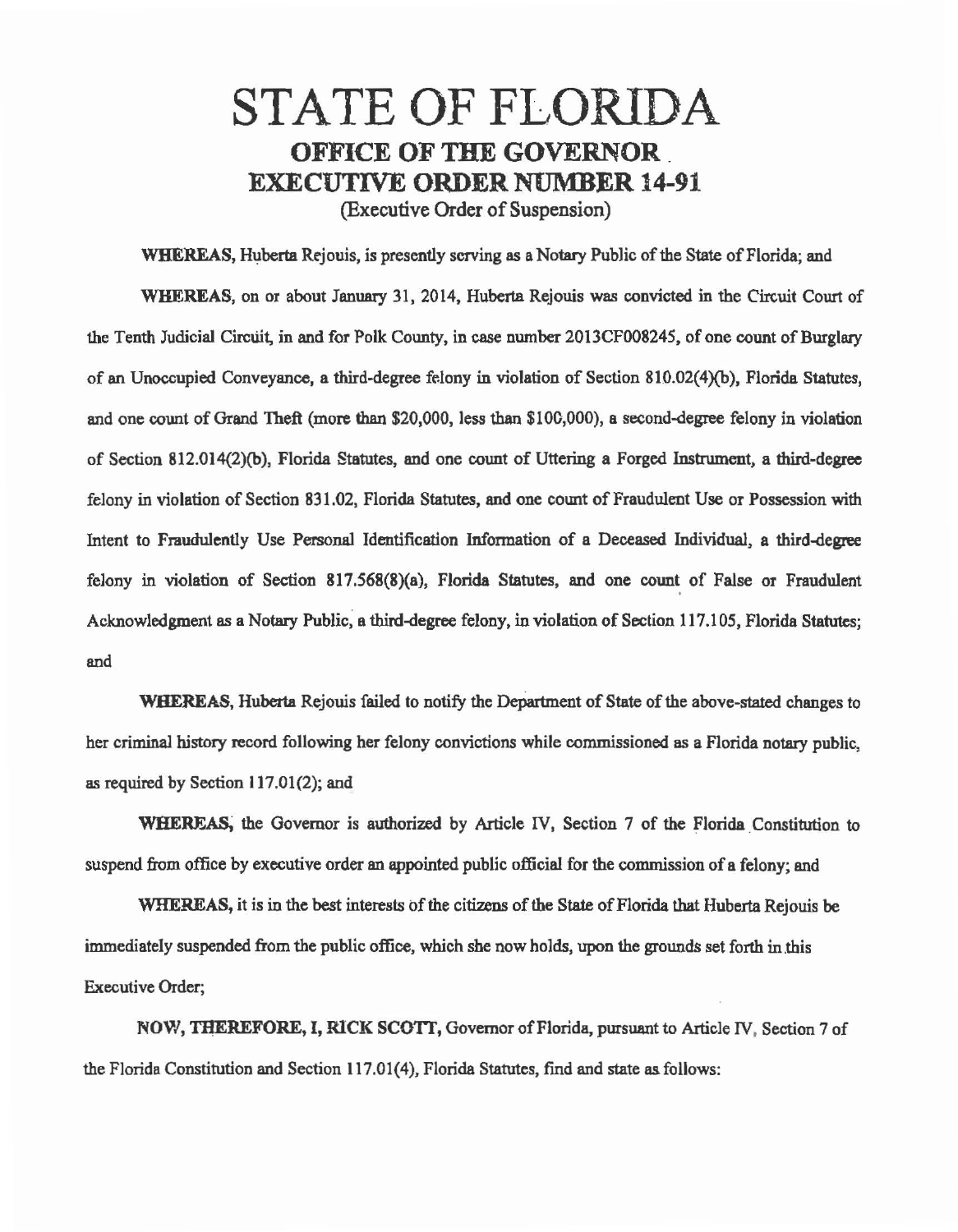# STATE OF FLORIDA

## OFFICE OF THE GOVERNOR

## EXECUTIVE ORDER NUMBER 14-91

(Executive Order of Suspension)

**WHEREAS,** Huberta Rejouis, is presently serving as a Notary Public of the State of Florida; and

**WHEREAS,** on or about January 31, 2014, Huberta Rejouis was convicted in the Circuit Court of the Tenth Judicial Circuit, in and for Polk County, in case number 2013CF008245, of one count of Burglary of an Unoccupied Conveyance, a third-degree felony in violation of Section 810.02(4)(b), Florida Statutes, and one count of Grand Theft (more than $20,000, less than $100,000), a second-degree felony in violation of Section 812.014(2)(b), Florida Statutes, and one count of Uttering a Forged Instrument, a third-degree felony in violation of Section 831.02, Florida Statutes, and one count of Fraudulent Use or Possession with Intent to Fraudulently Use Personal Identification Information of a Deceased Individual, a third-degree felony in violation of Section 817.568(8)(a), Florida Statutes, and one count of False or Fraudulent Acknowledgment as a Notary Public, a third-degree felony, in violation of Section 117.105, Florida Statutes; and

**WHEREAS,** Huberta Rejouis failed to notify the Department of State of the above-stated changes to her criminal history record following her felony convictions while commissioned as a Florida notary public, as required by Section 117.01(2); and

**WHEREAS,** the Governor is authorized by Article IV, Section 7 of the Florida Constitution to suspend from office by executive order an appointed public official for the commission of a felony; and

**WHEREAS,** it is in the best interests of the citizens of the State of Florida that Huberta Rejouis be immediately suspended from the public office, which she now holds, upon the grounds set forth in this Executive Order;

**NOW, THEREFORE, I, RICK SCOTT,** Governor of Florida, pursuant to Article IV, Section 7 of the Florida Constitution and Section 117.01(4), Florida Statutes, find and state as follows: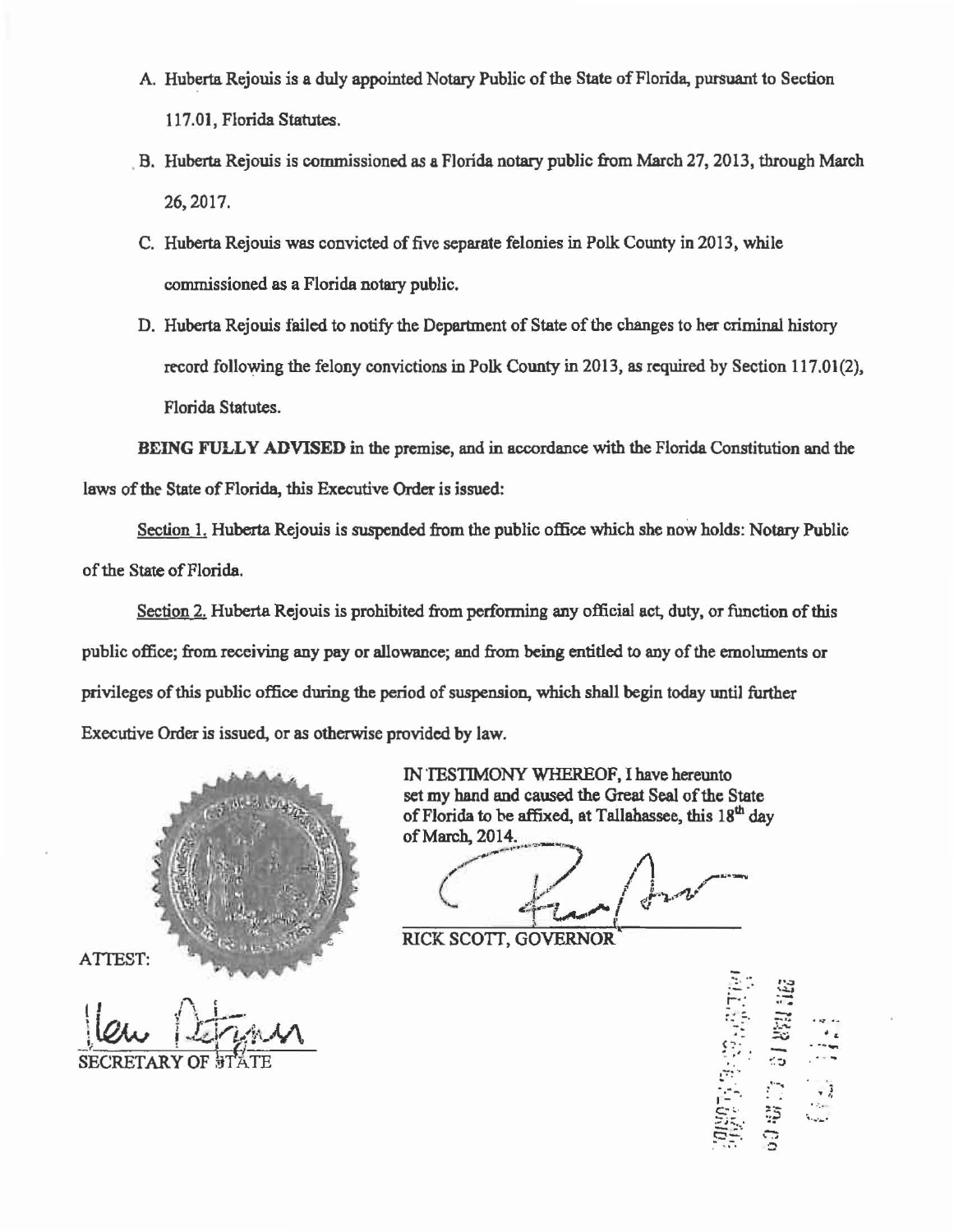A. Huberta Rejouis is a duly appointed Notary Public of the State of Florida, pursuant to Section 117.01, Florida Statutes.

B. Huberta Rejouis is commissioned as a Florida notary public from March 27, 2013, through March 26, 2017.

C. Huberta Rejouis was convicted of five separate felonies in Polk County in 2013, while commissioned as a Florida notary public.

D. Huberta Rejouis failed to notify the Department of State of the changes to her criminal history record following the felony convictions in Polk County in 2013, as required by Section 117.01(2), Florida Statutes.

**BEING FULLY ADVISED** in the premise, and in accordance with the Florida Constitution and the laws of the State of Florida, this Executive Order is issued:

Section 1. Huberta Rejouis is suspended from the public office which she now holds: Notary Public of the State of Florida.

Section 2. Huberta Rejouis is prohibited from performing any official act, duty, or function of this public office; from receiving any pay or allowance; and from being entitled to any of the emoluments or privileges of this public office during the period of suspension, which shall begin today until further Executive Order is issued, or as otherwise provided by law.

IN TESTIMONY WHEREOF, I have hereunto set my hand and caused the Great Seal of the State of Florida to be affixed, at Tallahassee, this 18th day of March, 2014.

RICK SCOTT, GOVERNOR

ATTEST:

SECRETARY OF STATE